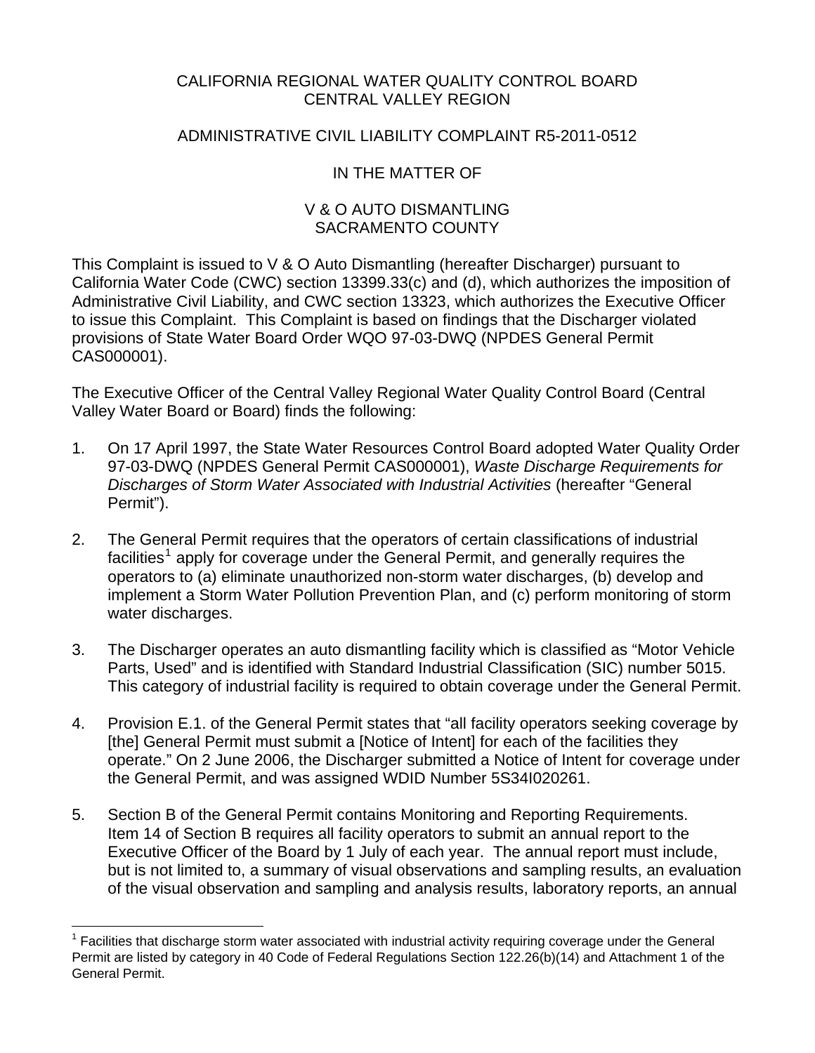CALIFORNIA REGIONAL WATER QUALITY CONTROL BOARD
CENTRAL VALLEY REGION

ADMINISTRATIVE CIVIL LIABILITY COMPLAINT R5-2011-0512

IN THE MATTER OF

V & O AUTO DISMANTLING
SACRAMENTO COUNTY

This Complaint is issued to V & O Auto Dismantling (hereafter Discharger) pursuant to California Water Code (CWC) section 13399.33(c) and (d), which authorizes the imposition of Administrative Civil Liability, and CWC section 13323, which authorizes the Executive Officer to issue this Complaint. This Complaint is based on findings that the Discharger violated provisions of State Water Board Order WQO 97-03-DWQ (NPDES General Permit CAS000001).

The Executive Officer of the Central Valley Regional Water Quality Control Board (Central Valley Water Board or Board) finds the following:

1. On 17 April 1997, the State Water Resources Control Board adopted Water Quality Order 97-03-DWQ (NPDES General Permit CAS000001), *Waste Discharge Requirements for Discharges of Storm Water Associated with Industrial Activities* (hereafter "General Permit").

2. The General Permit requires that the operators of certain classifications of industrial facilities[1] apply for coverage under the General Permit, and generally requires the operators to (a) eliminate unauthorized non-storm water discharges, (b) develop and implement a Storm Water Pollution Prevention Plan, and (c) perform monitoring of storm water discharges.

3. The Discharger operates an auto dismantling facility which is classified as "Motor Vehicle Parts, Used" and is identified with Standard Industrial Classification (SIC) number 5015. This category of industrial facility is required to obtain coverage under the General Permit.

4. Provision E.1. of the General Permit states that "all facility operators seeking coverage by [the] General Permit must submit a [Notice of Intent] for each of the facilities they operate." On 2 June 2006, the Discharger submitted a Notice of Intent for coverage under the General Permit, and was assigned WDID Number 5S34I020261.

5. Section B of the General Permit contains Monitoring and Reporting Requirements. Item 14 of Section B requires all facility operators to submit an annual report to the Executive Officer of the Board by 1 July of each year. The annual report must include, but is not limited to, a summary of visual observations and sampling results, an evaluation of the visual observation and sampling and analysis results, laboratory reports, an annual

[1] Facilities that discharge storm water associated with industrial activity requiring coverage under the General Permit are listed by category in 40 Code of Federal Regulations Section 122.26(b)(14) and Attachment 1 of the General Permit.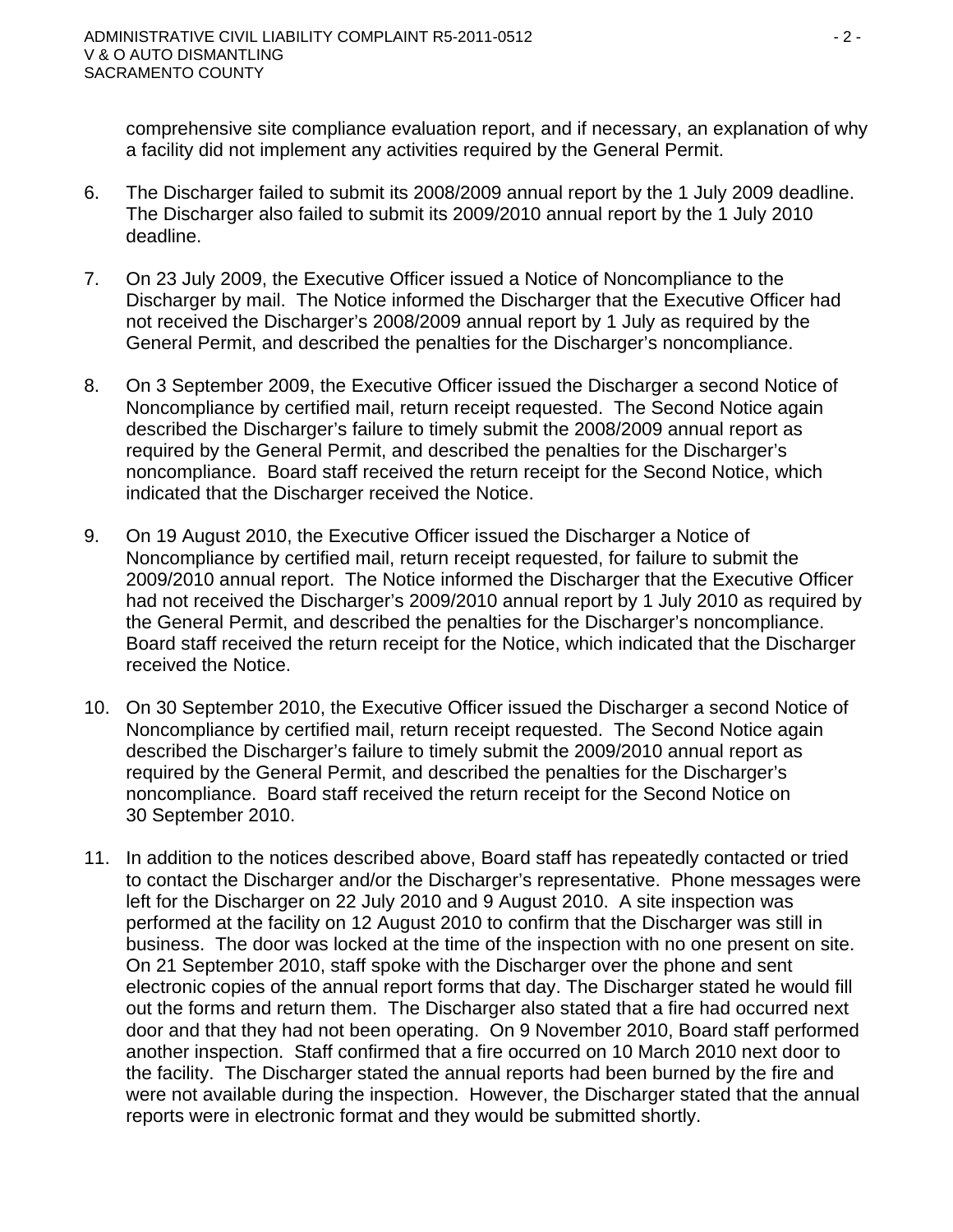comprehensive site compliance evaluation report, and if necessary, an explanation of why a facility did not implement any activities required by the General Permit.

6. The Discharger failed to submit its 2008/2009 annual report by the 1 July 2009 deadline. The Discharger also failed to submit its 2009/2010 annual report by the 1 July 2010 deadline.

7. On 23 July 2009, the Executive Officer issued a Notice of Noncompliance to the Discharger by mail. The Notice informed the Discharger that the Executive Officer had not received the Discharger's 2008/2009 annual report by 1 July as required by the General Permit, and described the penalties for the Discharger's noncompliance.

8. On 3 September 2009, the Executive Officer issued the Discharger a second Notice of Noncompliance by certified mail, return receipt requested. The Second Notice again described the Discharger's failure to timely submit the 2008/2009 annual report as required by the General Permit, and described the penalties for the Discharger's noncompliance. Board staff received the return receipt for the Second Notice, which indicated that the Discharger received the Notice.

9. On 19 August 2010, the Executive Officer issued the Discharger a Notice of Noncompliance by certified mail, return receipt requested, for failure to submit the 2009/2010 annual report. The Notice informed the Discharger that the Executive Officer had not received the Discharger's 2009/2010 annual report by 1 July 2010 as required by the General Permit, and described the penalties for the Discharger's noncompliance. Board staff received the return receipt for the Notice, which indicated that the Discharger received the Notice.

10. On 30 September 2010, the Executive Officer issued the Discharger a second Notice of Noncompliance by certified mail, return receipt requested. The Second Notice again described the Discharger's failure to timely submit the 2009/2010 annual report as required by the General Permit, and described the penalties for the Discharger's noncompliance. Board staff received the return receipt for the Second Notice on 30 September 2010.

11. In addition to the notices described above, Board staff has repeatedly contacted or tried to contact the Discharger and/or the Discharger's representative. Phone messages were left for the Discharger on 22 July 2010 and 9 August 2010. A site inspection was performed at the facility on 12 August 2010 to confirm that the Discharger was still in business. The door was locked at the time of the inspection with no one present on site. On 21 September 2010, staff spoke with the Discharger over the phone and sent electronic copies of the annual report forms that day. The Discharger stated he would fill out the forms and return them. The Discharger also stated that a fire had occurred next door and that they had not been operating. On 9 November 2010, Board staff performed another inspection. Staff confirmed that a fire occurred on 10 March 2010 next door to the facility. The Discharger stated the annual reports had been burned by the fire and were not available during the inspection. However, the Discharger stated that the annual reports were in electronic format and they would be submitted shortly.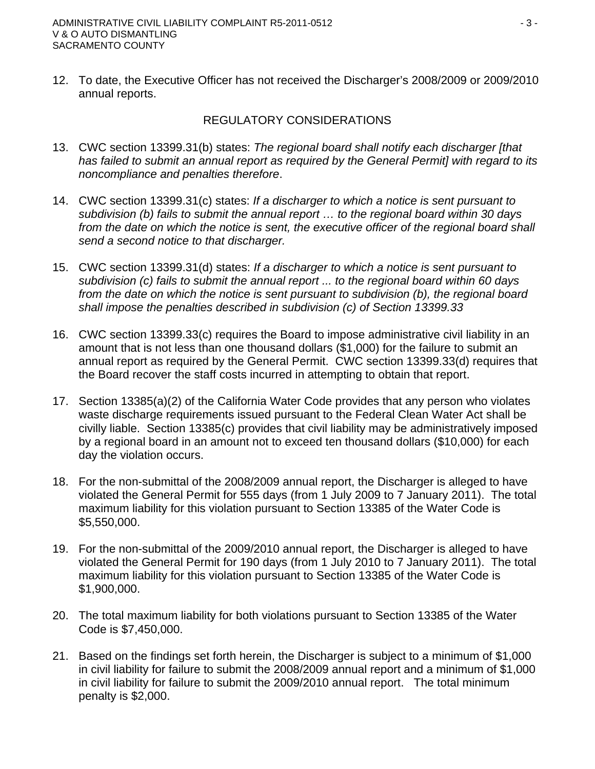12. To date, the Executive Officer has not received the Discharger's 2008/2009 or 2009/2010 annual reports.

## REGULATORY CONSIDERATIONS

13. CWC section 13399.31(b) states: *The regional board shall notify each discharger [that has failed to submit an annual report as required by the General Permit] with regard to its noncompliance and penalties therefore*.

14. CWC section 13399.31(c) states: *If a discharger to which a notice is sent pursuant to subdivision (b) fails to submit the annual report … to the regional board within 30 days from the date on which the notice is sent, the executive officer of the regional board shall send a second notice to that discharger.*

15. CWC section 13399.31(d) states: *If a discharger to which a notice is sent pursuant to subdivision (c) fails to submit the annual report ... to the regional board within 60 days from the date on which the notice is sent pursuant to subdivision (b), the regional board shall impose the penalties described in subdivision (c) of Section 13399.33*

16. CWC section 13399.33(c) requires the Board to impose administrative civil liability in an amount that is not less than one thousand dollars ($1,000) for the failure to submit an annual report as required by the General Permit. CWC section 13399.33(d) requires that the Board recover the staff costs incurred in attempting to obtain that report.

17. Section 13385(a)(2) of the California Water Code provides that any person who violates waste discharge requirements issued pursuant to the Federal Clean Water Act shall be civilly liable. Section 13385(c) provides that civil liability may be administratively imposed by a regional board in an amount not to exceed ten thousand dollars ($10,000) for each day the violation occurs.

18. For the non-submittal of the 2008/2009 annual report, the Discharger is alleged to have violated the General Permit for 555 days (from 1 July 2009 to 7 January 2011). The total maximum liability for this violation pursuant to Section 13385 of the Water Code is $5,550,000.

19. For the non-submittal of the 2009/2010 annual report, the Discharger is alleged to have violated the General Permit for 190 days (from 1 July 2010 to 7 January 2011). The total maximum liability for this violation pursuant to Section 13385 of the Water Code is $1,900,000.

20. The total maximum liability for both violations pursuant to Section 13385 of the Water Code is $7,450,000.

21. Based on the findings set forth herein, the Discharger is subject to a minimum of $1,000 in civil liability for failure to submit the 2008/2009 annual report and a minimum of $1,000 in civil liability for failure to submit the 2009/2010 annual report. The total minimum penalty is $2,000.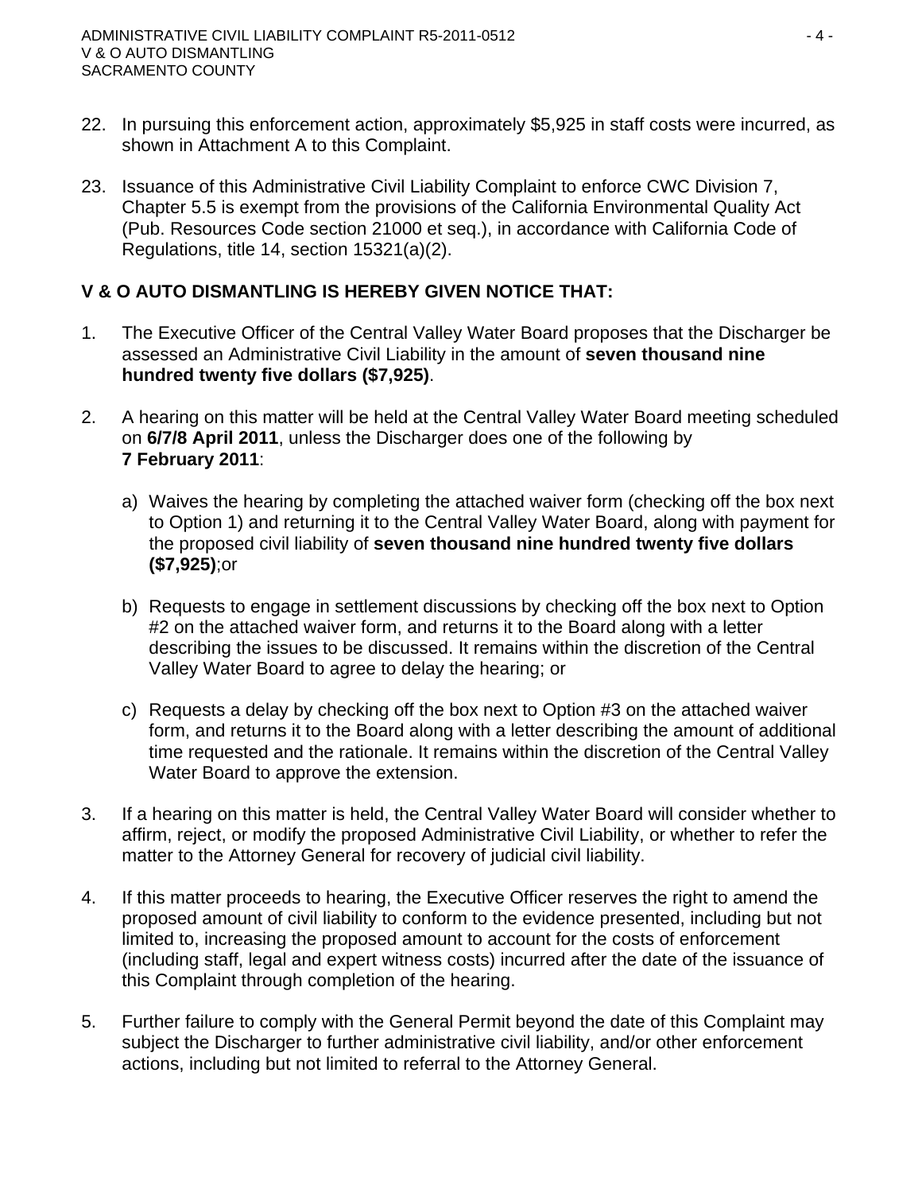22. In pursuing this enforcement action, approximately $5,925 in staff costs were incurred, as shown in Attachment A to this Complaint.

23. Issuance of this Administrative Civil Liability Complaint to enforce CWC Division 7, Chapter 5.5 is exempt from the provisions of the California Environmental Quality Act (Pub. Resources Code section 21000 et seq.), in accordance with California Code of Regulations, title 14, section 15321(a)(2).

**V & O AUTO DISMANTLING IS HEREBY GIVEN NOTICE THAT:**

1. The Executive Officer of the Central Valley Water Board proposes that the Discharger be assessed an Administrative Civil Liability in the amount of **seven thousand nine hundred twenty five dollars ($7,925)**.

2. A hearing on this matter will be held at the Central Valley Water Board meeting scheduled on **6/7/8 April 2011**, unless the Discharger does one of the following by **7 February 2011**:

   a) Waives the hearing by completing the attached waiver form (checking off the box next to Option 1) and returning it to the Central Valley Water Board, along with payment for the proposed civil liability of **seven thousand nine hundred twenty five dollars ($7,925)**;or

   b) Requests to engage in settlement discussions by checking off the box next to Option #2 on the attached waiver form, and returns it to the Board along with a letter describing the issues to be discussed. It remains within the discretion of the Central Valley Water Board to agree to delay the hearing; or

   c) Requests a delay by checking off the box next to Option #3 on the attached waiver form, and returns it to the Board along with a letter describing the amount of additional time requested and the rationale. It remains within the discretion of the Central Valley Water Board to approve the extension.

3. If a hearing on this matter is held, the Central Valley Water Board will consider whether to affirm, reject, or modify the proposed Administrative Civil Liability, or whether to refer the matter to the Attorney General for recovery of judicial civil liability.

4. If this matter proceeds to hearing, the Executive Officer reserves the right to amend the proposed amount of civil liability to conform to the evidence presented, including but not limited to, increasing the proposed amount to account for the costs of enforcement (including staff, legal and expert witness costs) incurred after the date of the issuance of this Complaint through completion of the hearing.

5. Further failure to comply with the General Permit beyond the date of this Complaint may subject the Discharger to further administrative civil liability, and/or other enforcement actions, including but not limited to referral to the Attorney General.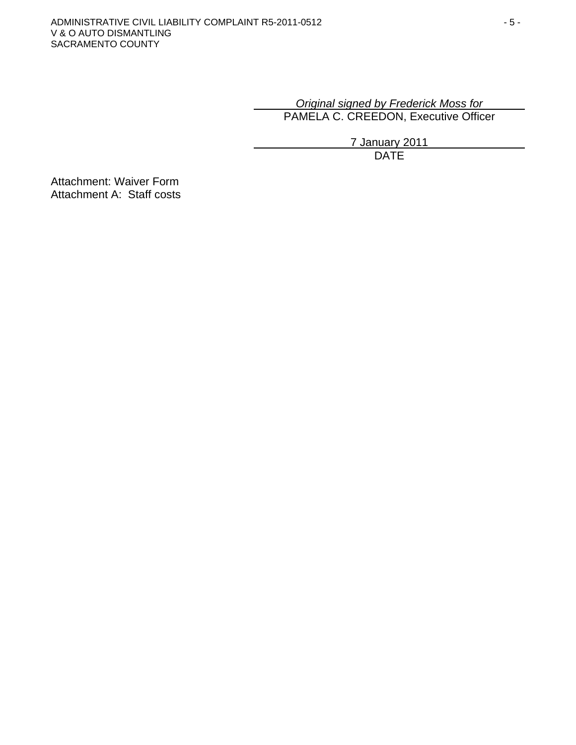*Original signed by Frederick Moss for*
PAMELA C. CREEDON, Executive Officer

7 January 2011
DATE

Attachment: Waiver Form
Attachment A: Staff costs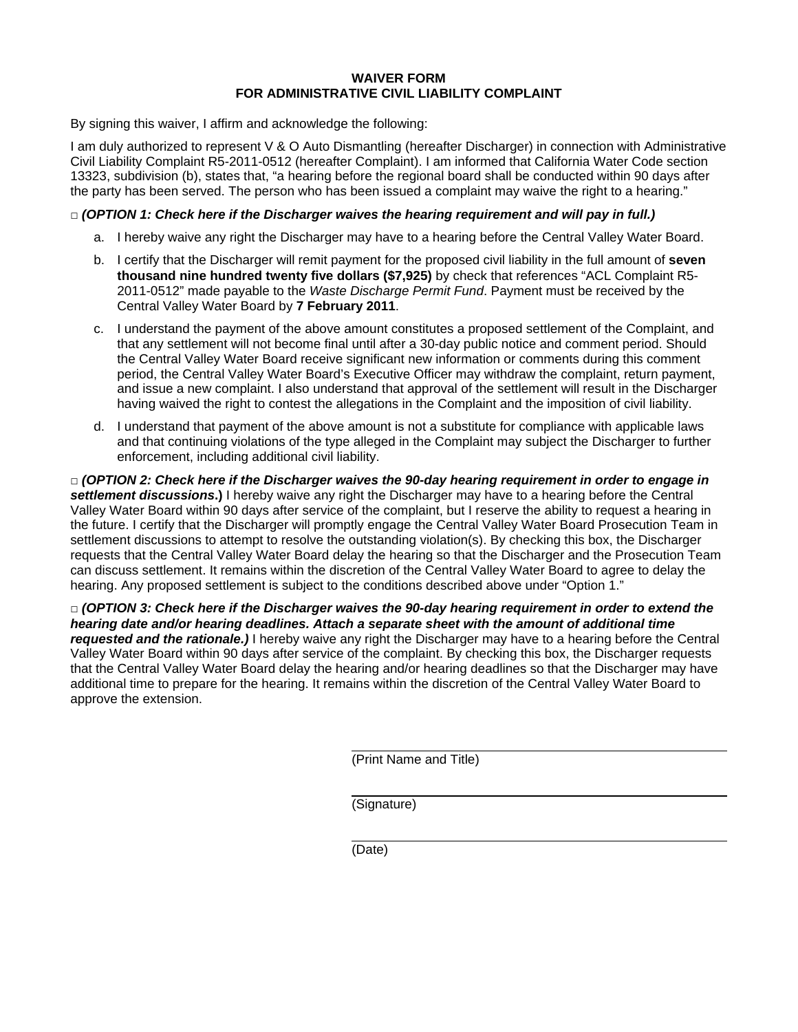**WAIVER FORM**
**FOR ADMINISTRATIVE CIVIL LIABILITY COMPLAINT**

By signing this waiver, I affirm and acknowledge the following:

I am duly authorized to represent V & O Auto Dismantling (hereafter Discharger) in connection with Administrative Civil Liability Complaint R5-2011-0512 (hereafter Complaint). I am informed that California Water Code section 13323, subdivision (b), states that, "a hearing before the regional board shall be conducted within 90 days after the party has been served. The person who has been issued a complaint may waive the right to a hearing."

□ ***(OPTION 1: Check here if the Discharger waives the hearing requirement and will pay in full.)***

a. I hereby waive any right the Discharger may have to a hearing before the Central Valley Water Board.

b. I certify that the Discharger will remit payment for the proposed civil liability in the full amount of **seven thousand nine hundred twenty five dollars ($7,925)** by check that references "ACL Complaint R5-2011-0512" made payable to the *Waste Discharge Permit Fund*. Payment must be received by the Central Valley Water Board by **7 February 2011**.

c. I understand the payment of the above amount constitutes a proposed settlement of the Complaint, and that any settlement will not become final until after a 30-day public notice and comment period. Should the Central Valley Water Board receive significant new information or comments during this comment period, the Central Valley Water Board's Executive Officer may withdraw the complaint, return payment, and issue a new complaint. I also understand that approval of the settlement will result in the Discharger having waived the right to contest the allegations in the Complaint and the imposition of civil liability.

d. I understand that payment of the above amount is not a substitute for compliance with applicable laws and that continuing violations of the type alleged in the Complaint may subject the Discharger to further enforcement, including additional civil liability.

□ ***(OPTION 2: Check here if the Discharger waives the 90-day hearing requirement in order to engage in settlement discussions.)*** I hereby waive any right the Discharger may have to a hearing before the Central Valley Water Board within 90 days after service of the complaint, but I reserve the ability to request a hearing in the future. I certify that the Discharger will promptly engage the Central Valley Water Board Prosecution Team in settlement discussions to attempt to resolve the outstanding violation(s). By checking this box, the Discharger requests that the Central Valley Water Board delay the hearing so that the Discharger and the Prosecution Team can discuss settlement. It remains within the discretion of the Central Valley Water Board to agree to delay the hearing. Any proposed settlement is subject to the conditions described above under "Option 1."

□ ***(OPTION 3: Check here if the Discharger waives the 90-day hearing requirement in order to extend the hearing date and/or hearing deadlines. Attach a separate sheet with the amount of additional time requested and the rationale.)*** I hereby waive any right the Discharger may have to a hearing before the Central Valley Water Board within 90 days after service of the complaint. By checking this box, the Discharger requests that the Central Valley Water Board delay the hearing and/or hearing deadlines so that the Discharger may have additional time to prepare for the hearing. It remains within the discretion of the Central Valley Water Board to approve the extension.

\_\_\_\_\_\_\_\_\_\_\_\_\_\_\_\_\_\_\_\_\_\_\_\_\_\_\_\_\_\_\_\_\_\_\_\_\_\_\_\_
(Print Name and Title)

\_\_\_\_\_\_\_\_\_\_\_\_\_\_\_\_\_\_\_\_\_\_\_\_\_\_\_\_\_\_\_\_\_\_\_\_\_\_\_\_
(Signature)

\_\_\_\_\_\_\_\_\_\_\_\_\_\_\_\_\_\_\_\_\_\_\_\_\_\_\_\_\_\_\_\_\_\_\_\_\_\_\_\_
(Date)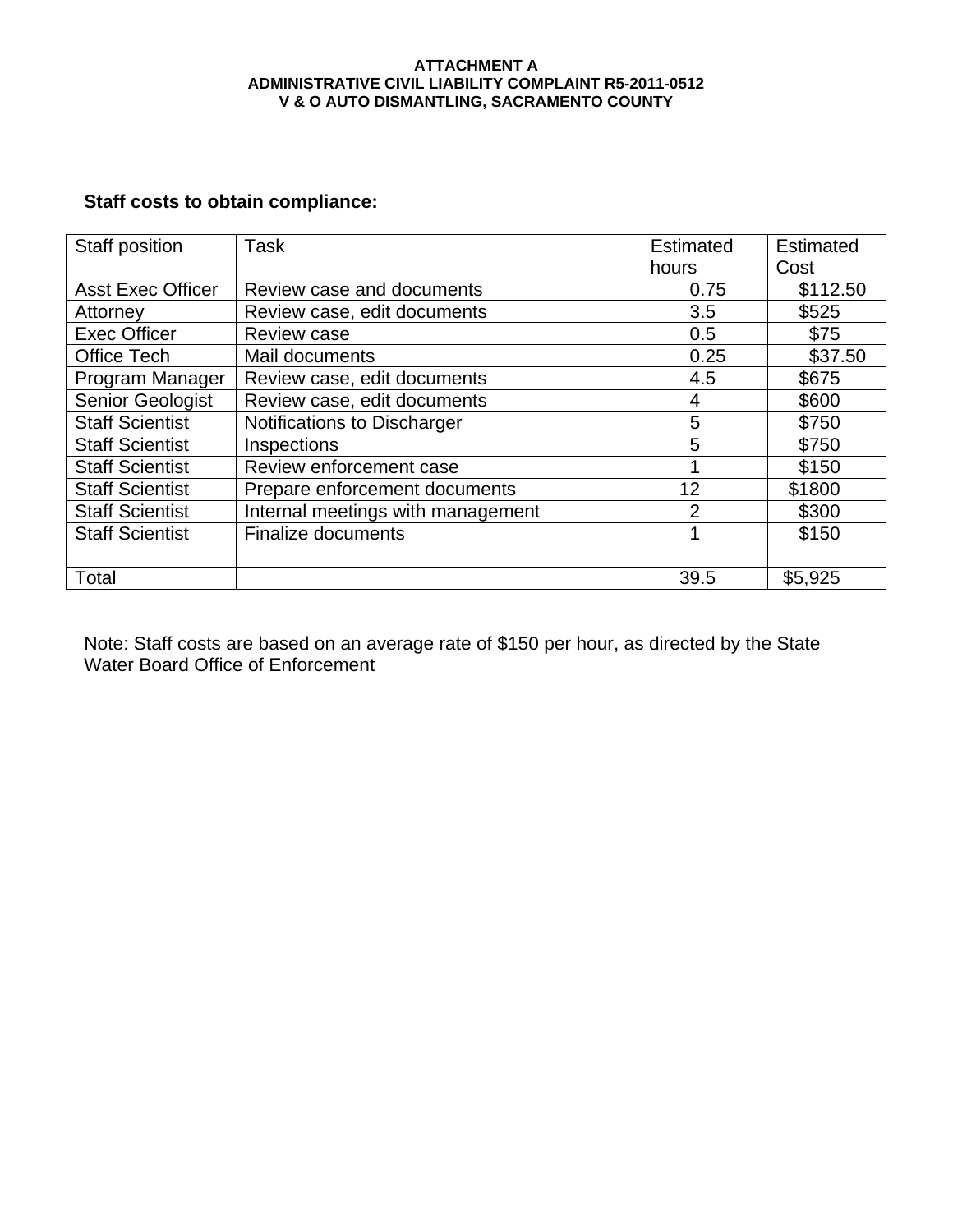**ATTACHMENT A**
**ADMINISTRATIVE CIVIL LIABILITY COMPLAINT R5-2011-0512**
**V & O AUTO DISMANTLING, SACRAMENTO COUNTY**

**Staff costs to obtain compliance:**

| Staff position | Task | Estimated hours | Estimated Cost |
|---|---|---|---|
| Asst Exec Officer | Review case and documents | 0.75 | $112.50 |
| Attorney | Review case, edit documents | 3.5 | $525 |
| Exec Officer | Review case | 0.5 | $75 |
| Office Tech | Mail documents | 0.25 | $37.50 |
| Program Manager | Review case, edit documents | 4.5 | $675 |
| Senior Geologist | Review case, edit documents | 4 | $600 |
| Staff Scientist | Notifications to Discharger | 5 | $750 |
| Staff Scientist | Inspections | 5 | $750 |
| Staff Scientist | Review enforcement case | 1 | $150 |
| Staff Scientist | Prepare enforcement documents | 12 | $1800 |
| Staff Scientist | Internal meetings with management | 2 | $300 |
| Staff Scientist | Finalize documents | 1 | $150 |
| | | | |
| Total | | 39.5 | $5,925 |

Note: Staff costs are based on an average rate of $150 per hour, as directed by the State Water Board Office of Enforcement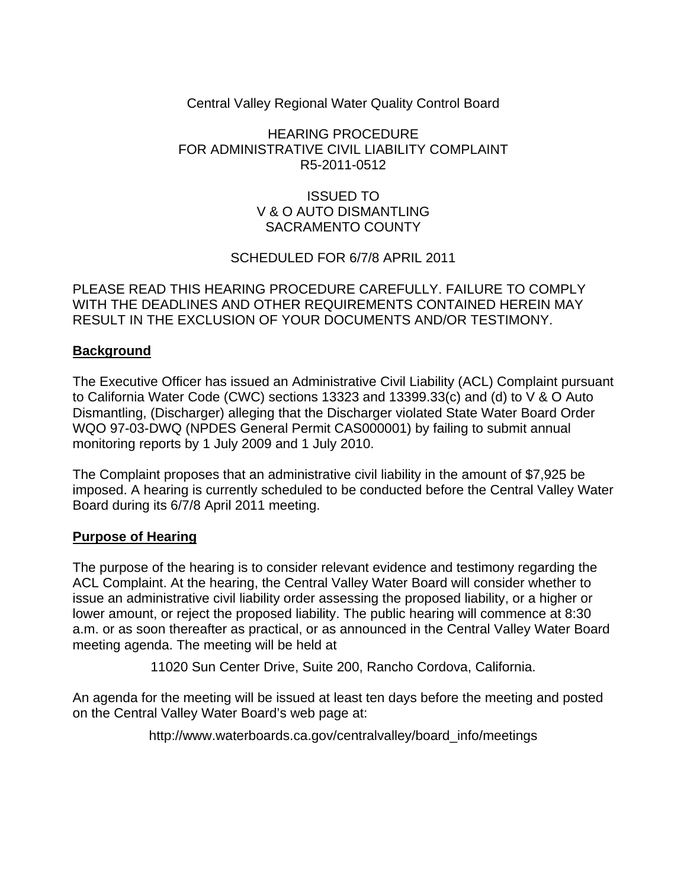Central Valley Regional Water Quality Control Board

HEARING PROCEDURE
FOR ADMINISTRATIVE CIVIL LIABILITY COMPLAINT
R5-2011-0512

ISSUED TO
V & O AUTO DISMANTLING
SACRAMENTO COUNTY

SCHEDULED FOR 6/7/8 APRIL 2011

PLEASE READ THIS HEARING PROCEDURE CAREFULLY. FAILURE TO COMPLY WITH THE DEADLINES AND OTHER REQUIREMENTS CONTAINED HEREIN MAY RESULT IN THE EXCLUSION OF YOUR DOCUMENTS AND/OR TESTIMONY.

## Background

The Executive Officer has issued an Administrative Civil Liability (ACL) Complaint pursuant to California Water Code (CWC) sections 13323 and 13399.33(c) and (d) to V & O Auto Dismantling, (Discharger) alleging that the Discharger violated State Water Board Order WQO 97-03-DWQ (NPDES General Permit CAS000001) by failing to submit annual monitoring reports by 1 July 2009 and 1 July 2010.

The Complaint proposes that an administrative civil liability in the amount of $7,925 be imposed. A hearing is currently scheduled to be conducted before the Central Valley Water Board during its 6/7/8 April 2011 meeting.

## Purpose of Hearing

The purpose of the hearing is to consider relevant evidence and testimony regarding the ACL Complaint. At the hearing, the Central Valley Water Board will consider whether to issue an administrative civil liability order assessing the proposed liability, or a higher or lower amount, or reject the proposed liability. The public hearing will commence at 8:30 a.m. or as soon thereafter as practical, or as announced in the Central Valley Water Board meeting agenda. The meeting will be held at

11020 Sun Center Drive, Suite 200, Rancho Cordova, California.

An agenda for the meeting will be issued at least ten days before the meeting and posted on the Central Valley Water Board's web page at:

http://www.waterboards.ca.gov/centralvalley/board_info/meetings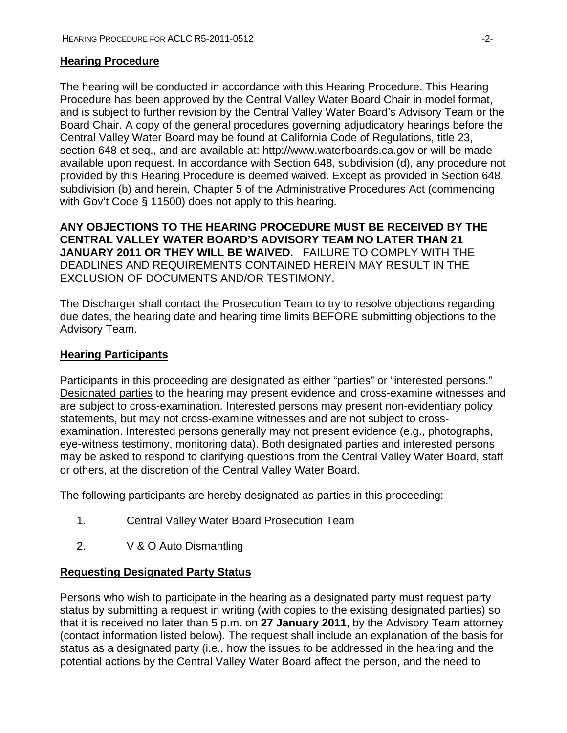## **Hearing Procedure**

The hearing will be conducted in accordance with this Hearing Procedure. This Hearing Procedure has been approved by the Central Valley Water Board Chair in model format, and is subject to further revision by the Central Valley Water Board's Advisory Team or the Board Chair. A copy of the general procedures governing adjudicatory hearings before the Central Valley Water Board may be found at California Code of Regulations, title 23, section 648 et seq., and are available at: http://www.waterboards.ca.gov or will be made available upon request. In accordance with Section 648, subdivision (d), any procedure not provided by this Hearing Procedure is deemed waived. Except as provided in Section 648, subdivision (b) and herein, Chapter 5 of the Administrative Procedures Act (commencing with Gov't Code § 11500) does not apply to this hearing.

**ANY OBJECTIONS TO THE HEARING PROCEDURE MUST BE RECEIVED BY THE CENTRAL VALLEY WATER BOARD'S ADVISORY TEAM NO LATER THAN 21 JANUARY 2011 OR THEY WILL BE WAIVED.** FAILURE TO COMPLY WITH THE DEADLINES AND REQUIREMENTS CONTAINED HEREIN MAY RESULT IN THE EXCLUSION OF DOCUMENTS AND/OR TESTIMONY.

The Discharger shall contact the Prosecution Team to try to resolve objections regarding due dates, the hearing date and hearing time limits BEFORE submitting objections to the Advisory Team.

## **Hearing Participants**

Participants in this proceeding are designated as either "parties" or "interested persons." Designated parties to the hearing may present evidence and cross-examine witnesses and are subject to cross-examination. Interested persons may present non-evidentiary policy statements, but may not cross-examine witnesses and are not subject to cross-examination. Interested persons generally may not present evidence (e.g., photographs, eye-witness testimony, monitoring data). Both designated parties and interested persons may be asked to respond to clarifying questions from the Central Valley Water Board, staff or others, at the discretion of the Central Valley Water Board.

The following participants are hereby designated as parties in this proceeding:

1. Central Valley Water Board Prosecution Team
2. V & O Auto Dismantling

## **Requesting Designated Party Status**

Persons who wish to participate in the hearing as a designated party must request party status by submitting a request in writing (with copies to the existing designated parties) so that it is received no later than 5 p.m. on **27 January 2011**, by the Advisory Team attorney (contact information listed below). The request shall include an explanation of the basis for status as a designated party (i.e., how the issues to be addressed in the hearing and the potential actions by the Central Valley Water Board affect the person, and the need to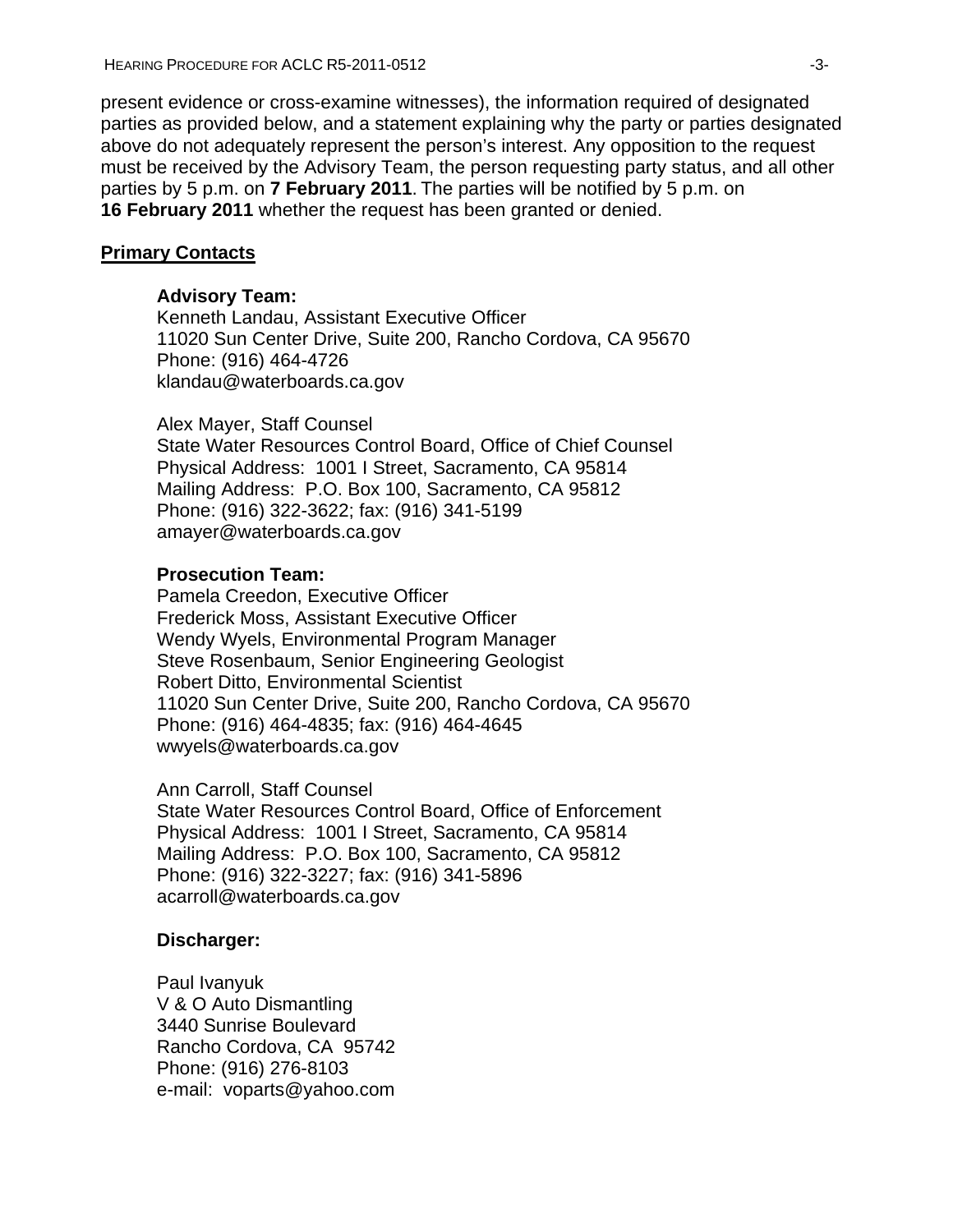present evidence or cross-examine witnesses), the information required of designated parties as provided below, and a statement explaining why the party or parties designated above do not adequately represent the person's interest. Any opposition to the request must be received by the Advisory Team, the person requesting party status, and all other parties by 5 p.m. on **7 February 2011**. The parties will be notified by 5 p.m. on **16 February 2011** whether the request has been granted or denied.

## Primary Contacts

**Advisory Team:**
Kenneth Landau, Assistant Executive Officer
11020 Sun Center Drive, Suite 200, Rancho Cordova, CA 95670
Phone: (916) 464-4726
klandau@waterboards.ca.gov

Alex Mayer, Staff Counsel
State Water Resources Control Board, Office of Chief Counsel
Physical Address: 1001 I Street, Sacramento, CA 95814
Mailing Address: P.O. Box 100, Sacramento, CA 95812
Phone: (916) 322-3622; fax: (916) 341-5199
amayer@waterboards.ca.gov

**Prosecution Team:**
Pamela Creedon, Executive Officer
Frederick Moss, Assistant Executive Officer
Wendy Wyels, Environmental Program Manager
Steve Rosenbaum, Senior Engineering Geologist
Robert Ditto, Environmental Scientist
11020 Sun Center Drive, Suite 200, Rancho Cordova, CA 95670
Phone: (916) 464-4835; fax: (916) 464-4645
wwyels@waterboards.ca.gov

Ann Carroll, Staff Counsel
State Water Resources Control Board, Office of Enforcement
Physical Address: 1001 I Street, Sacramento, CA 95814
Mailing Address: P.O. Box 100, Sacramento, CA 95812
Phone: (916) 322-3227; fax: (916) 341-5896
acarroll@waterboards.ca.gov

**Discharger:**

Paul Ivanyuk
V & O Auto Dismantling
3440 Sunrise Boulevard
Rancho Cordova, CA 95742
Phone: (916) 276-8103
e-mail: voparts@yahoo.com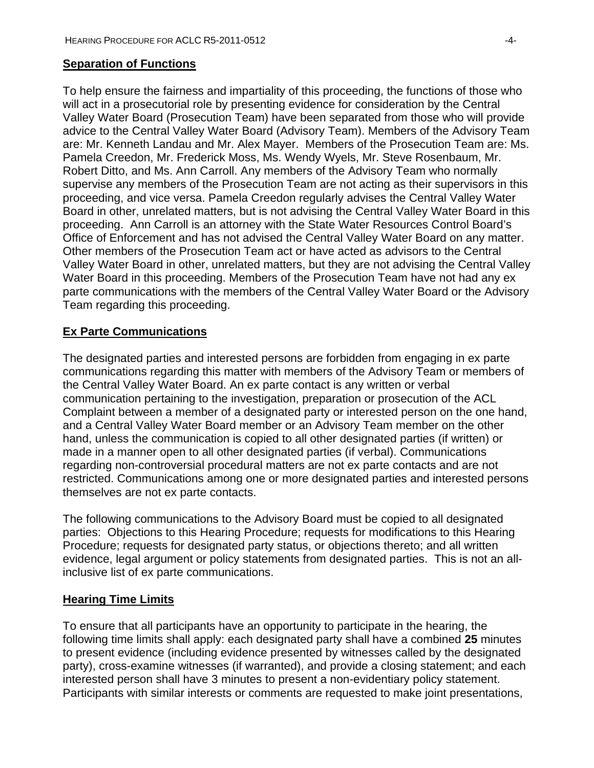**Separation of Functions**

To help ensure the fairness and impartiality of this proceeding, the functions of those who will act in a prosecutorial role by presenting evidence for consideration by the Central Valley Water Board (Prosecution Team) have been separated from those who will provide advice to the Central Valley Water Board (Advisory Team). Members of the Advisory Team are: Mr. Kenneth Landau and Mr. Alex Mayer. Members of the Prosecution Team are: Ms. Pamela Creedon, Mr. Frederick Moss, Ms. Wendy Wyels, Mr. Steve Rosenbaum, Mr. Robert Ditto, and Ms. Ann Carroll. Any members of the Advisory Team who normally supervise any members of the Prosecution Team are not acting as their supervisors in this proceeding, and vice versa. Pamela Creedon regularly advises the Central Valley Water Board in other, unrelated matters, but is not advising the Central Valley Water Board in this proceeding. Ann Carroll is an attorney with the State Water Resources Control Board's Office of Enforcement and has not advised the Central Valley Water Board on any matter. Other members of the Prosecution Team act or have acted as advisors to the Central Valley Water Board in other, unrelated matters, but they are not advising the Central Valley Water Board in this proceeding. Members of the Prosecution Team have not had any ex parte communications with the members of the Central Valley Water Board or the Advisory Team regarding this proceeding.

**Ex Parte Communications**

The designated parties and interested persons are forbidden from engaging in ex parte communications regarding this matter with members of the Advisory Team or members of the Central Valley Water Board. An ex parte contact is any written or verbal communication pertaining to the investigation, preparation or prosecution of the ACL Complaint between a member of a designated party or interested person on the one hand, and a Central Valley Water Board member or an Advisory Team member on the other hand, unless the communication is copied to all other designated parties (if written) or made in a manner open to all other designated parties (if verbal). Communications regarding non-controversial procedural matters are not ex parte contacts and are not restricted. Communications among one or more designated parties and interested persons themselves are not ex parte contacts.

The following communications to the Advisory Board must be copied to all designated parties: Objections to this Hearing Procedure; requests for modifications to this Hearing Procedure; requests for designated party status, or objections thereto; and all written evidence, legal argument or policy statements from designated parties. This is not an all-inclusive list of ex parte communications.

**Hearing Time Limits**

To ensure that all participants have an opportunity to participate in the hearing, the following time limits shall apply: each designated party shall have a combined **25** minutes to present evidence (including evidence presented by witnesses called by the designated party), cross-examine witnesses (if warranted), and provide a closing statement; and each interested person shall have 3 minutes to present a non-evidentiary policy statement. Participants with similar interests or comments are requested to make joint presentations,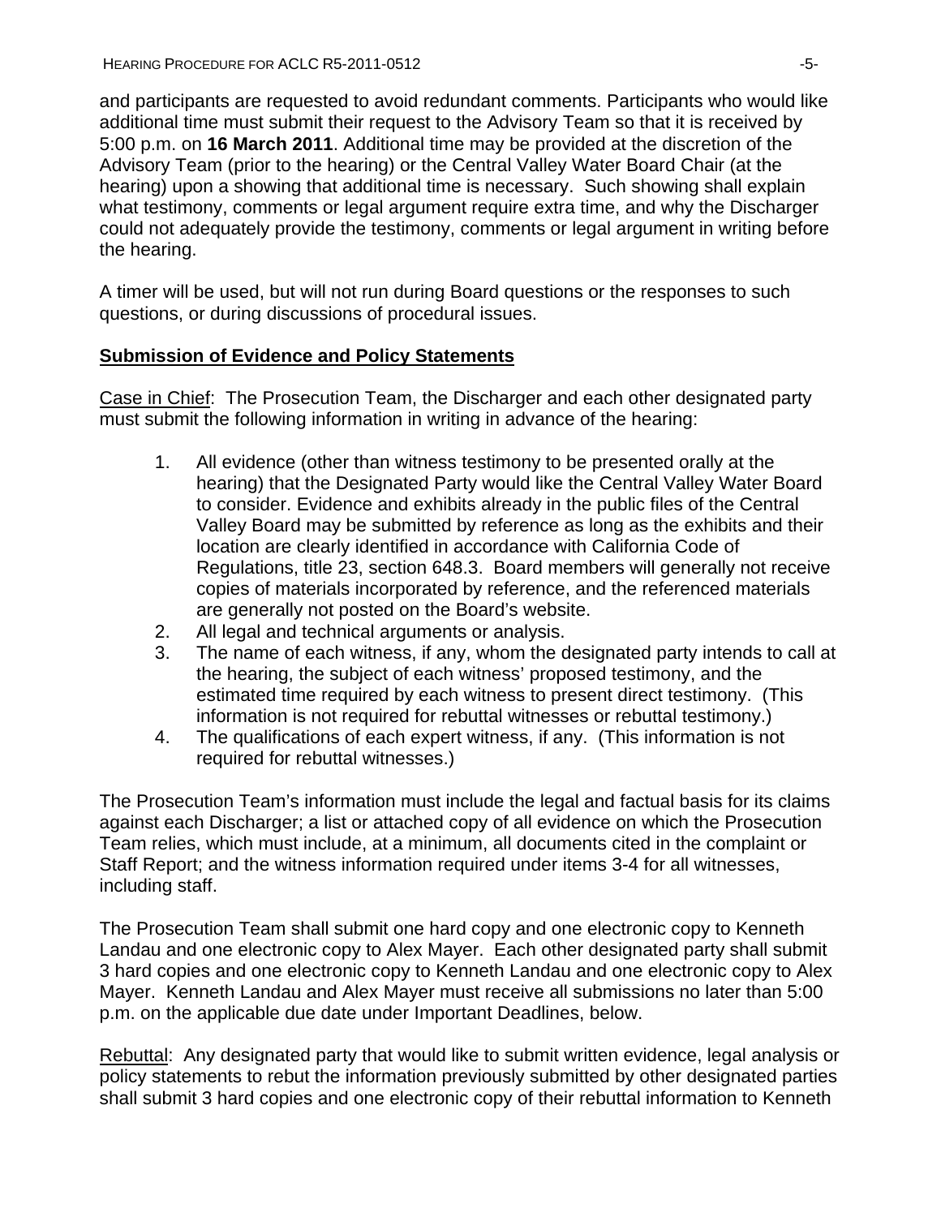and participants are requested to avoid redundant comments. Participants who would like additional time must submit their request to the Advisory Team so that it is received by 5:00 p.m. on **16 March 2011**. Additional time may be provided at the discretion of the Advisory Team (prior to the hearing) or the Central Valley Water Board Chair (at the hearing) upon a showing that additional time is necessary. Such showing shall explain what testimony, comments or legal argument require extra time, and why the Discharger could not adequately provide the testimony, comments or legal argument in writing before the hearing.

A timer will be used, but will not run during Board questions or the responses to such questions, or during discussions of procedural issues.

## Submission of Evidence and Policy Statements

Case in Chief: The Prosecution Team, the Discharger and each other designated party must submit the following information in writing in advance of the hearing:

1. All evidence (other than witness testimony to be presented orally at the hearing) that the Designated Party would like the Central Valley Water Board to consider. Evidence and exhibits already in the public files of the Central Valley Board may be submitted by reference as long as the exhibits and their location are clearly identified in accordance with California Code of Regulations, title 23, section 648.3. Board members will generally not receive copies of materials incorporated by reference, and the referenced materials are generally not posted on the Board's website.
2. All legal and technical arguments or analysis.
3. The name of each witness, if any, whom the designated party intends to call at the hearing, the subject of each witness' proposed testimony, and the estimated time required by each witness to present direct testimony. (This information is not required for rebuttal witnesses or rebuttal testimony.)
4. The qualifications of each expert witness, if any. (This information is not required for rebuttal witnesses.)

The Prosecution Team's information must include the legal and factual basis for its claims against each Discharger; a list or attached copy of all evidence on which the Prosecution Team relies, which must include, at a minimum, all documents cited in the complaint or Staff Report; and the witness information required under items 3-4 for all witnesses, including staff.

The Prosecution Team shall submit one hard copy and one electronic copy to Kenneth Landau and one electronic copy to Alex Mayer. Each other designated party shall submit 3 hard copies and one electronic copy to Kenneth Landau and one electronic copy to Alex Mayer. Kenneth Landau and Alex Mayer must receive all submissions no later than 5:00 p.m. on the applicable due date under Important Deadlines, below.

Rebuttal: Any designated party that would like to submit written evidence, legal analysis or policy statements to rebut the information previously submitted by other designated parties shall submit 3 hard copies and one electronic copy of their rebuttal information to Kenneth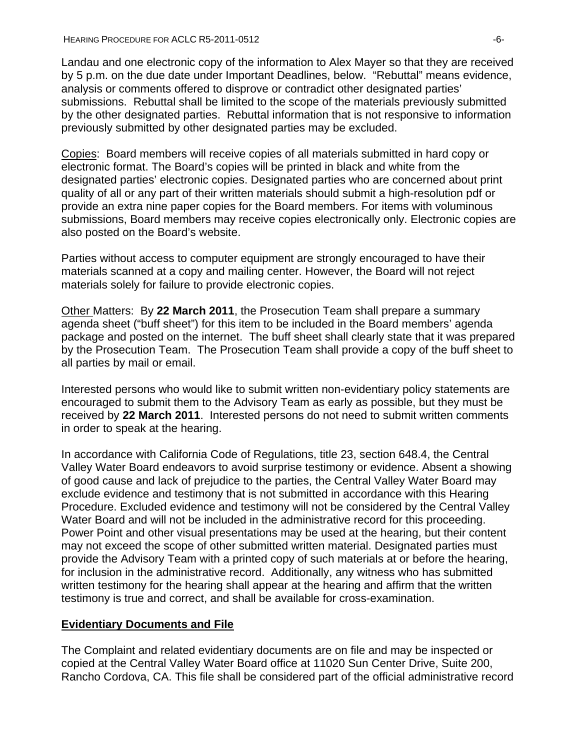Landau and one electronic copy of the information to Alex Mayer so that they are received by 5 p.m. on the due date under Important Deadlines, below. "Rebuttal" means evidence, analysis or comments offered to disprove or contradict other designated parties' submissions. Rebuttal shall be limited to the scope of the materials previously submitted by the other designated parties. Rebuttal information that is not responsive to information previously submitted by other designated parties may be excluded.

Copies: Board members will receive copies of all materials submitted in hard copy or electronic format. The Board's copies will be printed in black and white from the designated parties' electronic copies. Designated parties who are concerned about print quality of all or any part of their written materials should submit a high-resolution pdf or provide an extra nine paper copies for the Board members. For items with voluminous submissions, Board members may receive copies electronically only. Electronic copies are also posted on the Board's website.

Parties without access to computer equipment are strongly encouraged to have their materials scanned at a copy and mailing center. However, the Board will not reject materials solely for failure to provide electronic copies.

Other Matters: By **22 March 2011**, the Prosecution Team shall prepare a summary agenda sheet ("buff sheet") for this item to be included in the Board members' agenda package and posted on the internet. The buff sheet shall clearly state that it was prepared by the Prosecution Team. The Prosecution Team shall provide a copy of the buff sheet to all parties by mail or email.

Interested persons who would like to submit written non-evidentiary policy statements are encouraged to submit them to the Advisory Team as early as possible, but they must be received by **22 March 2011**. Interested persons do not need to submit written comments in order to speak at the hearing.

In accordance with California Code of Regulations, title 23, section 648.4, the Central Valley Water Board endeavors to avoid surprise testimony or evidence. Absent a showing of good cause and lack of prejudice to the parties, the Central Valley Water Board may exclude evidence and testimony that is not submitted in accordance with this Hearing Procedure. Excluded evidence and testimony will not be considered by the Central Valley Water Board and will not be included in the administrative record for this proceeding. Power Point and other visual presentations may be used at the hearing, but their content may not exceed the scope of other submitted written material. Designated parties must provide the Advisory Team with a printed copy of such materials at or before the hearing, for inclusion in the administrative record. Additionally, any witness who has submitted written testimony for the hearing shall appear at the hearing and affirm that the written testimony is true and correct, and shall be available for cross-examination.

## Evidentiary Documents and File

The Complaint and related evidentiary documents are on file and may be inspected or copied at the Central Valley Water Board office at 11020 Sun Center Drive, Suite 200, Rancho Cordova, CA. This file shall be considered part of the official administrative record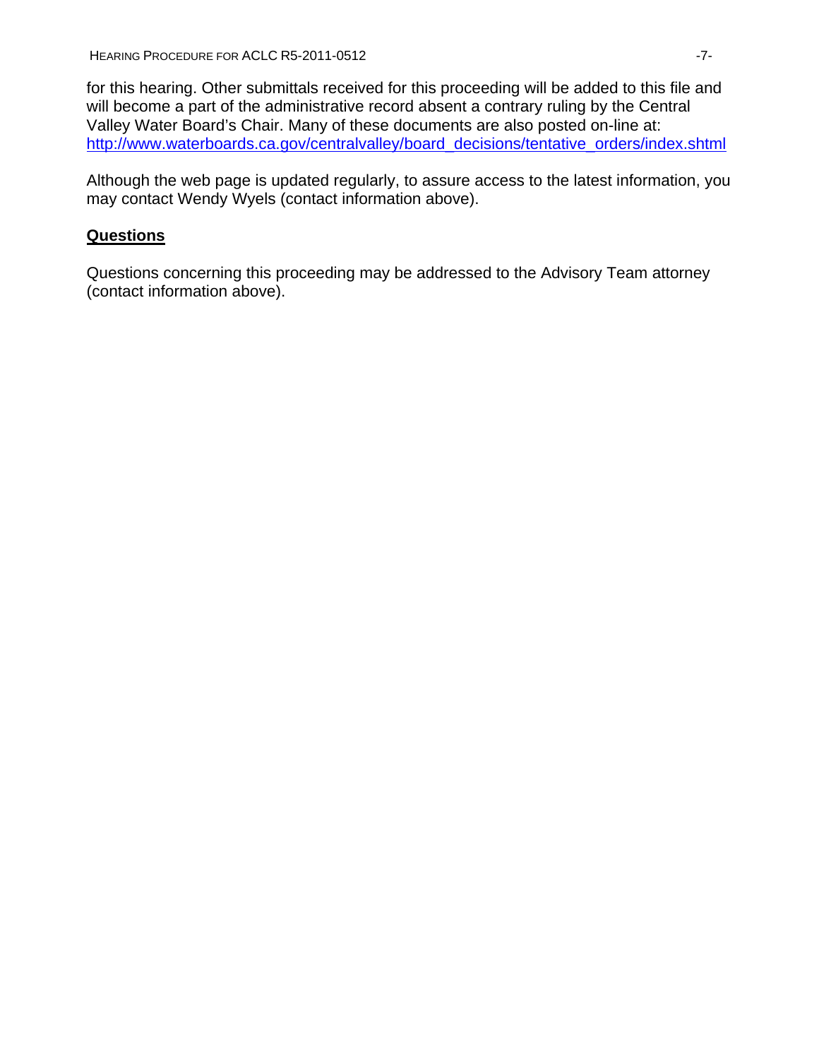for this hearing. Other submittals received for this proceeding will be added to this file and will become a part of the administrative record absent a contrary ruling by the Central Valley Water Board's Chair. Many of these documents are also posted on-line at: http://www.waterboards.ca.gov/centralvalley/board_decisions/tentative_orders/index.shtml

Although the web page is updated regularly, to assure access to the latest information, you may contact Wendy Wyels (contact information above).

## Questions

Questions concerning this proceeding may be addressed to the Advisory Team attorney (contact information above).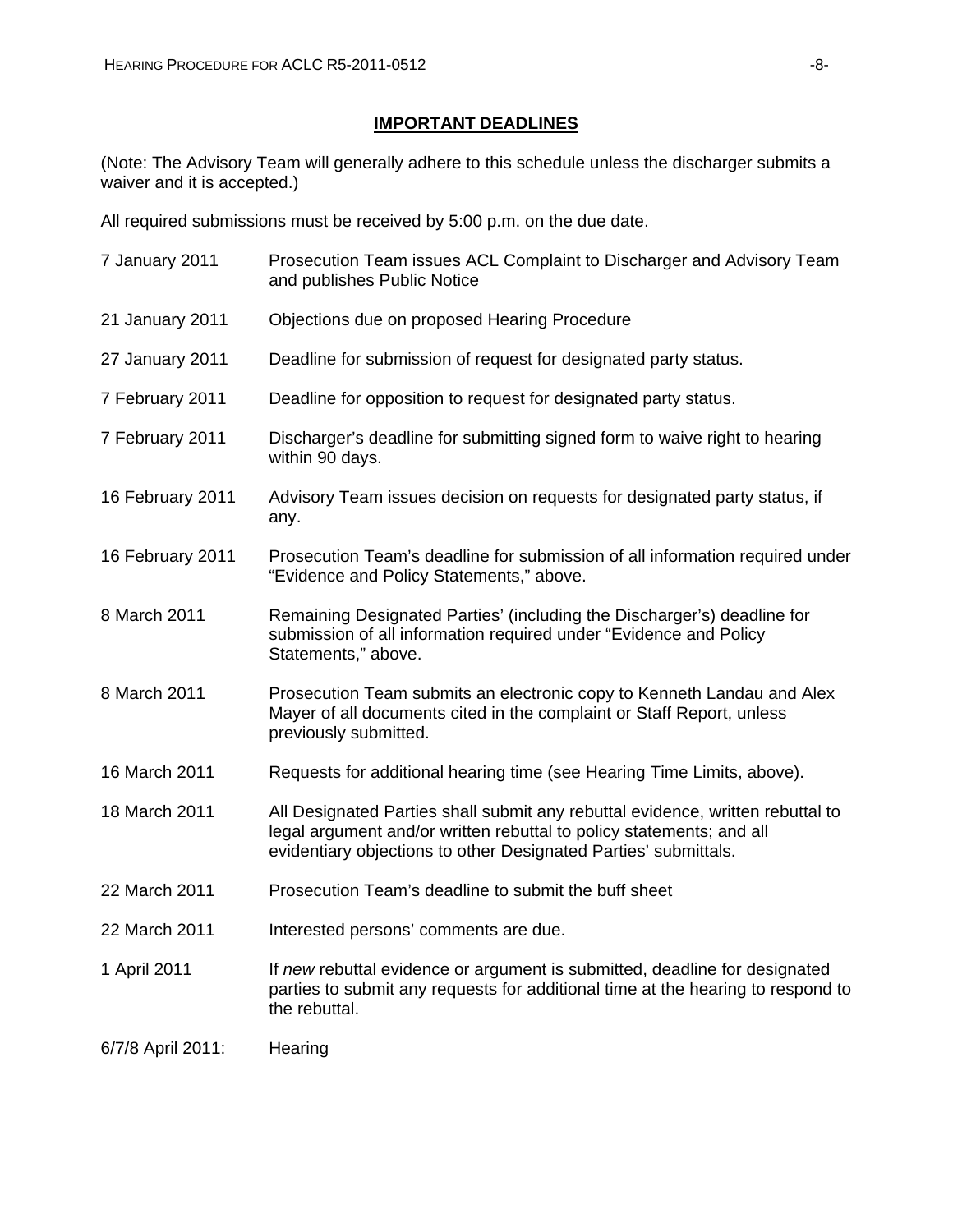**IMPORTANT DEADLINES**

(Note: The Advisory Team will generally adhere to this schedule unless the discharger submits a waiver and it is accepted.)

All required submissions must be received by 5:00 p.m. on the due date.

| | |
|---|---|
| 7 January 2011 | Prosecution Team issues ACL Complaint to Discharger and Advisory Team and publishes Public Notice |
| 21 January 2011 | Objections due on proposed Hearing Procedure |
| 27 January 2011 | Deadline for submission of request for designated party status. |
| 7 February 2011 | Deadline for opposition to request for designated party status. |
| 7 February 2011 | Discharger's deadline for submitting signed form to waive right to hearing within 90 days. |
| 16 February 2011 | Advisory Team issues decision on requests for designated party status, if any. |
| 16 February 2011 | Prosecution Team's deadline for submission of all information required under "Evidence and Policy Statements," above. |
| 8 March 2011 | Remaining Designated Parties' (including the Discharger's) deadline for submission of all information required under "Evidence and Policy Statements," above. |
| 8 March 2011 | Prosecution Team submits an electronic copy to Kenneth Landau and Alex Mayer of all documents cited in the complaint or Staff Report, unless previously submitted. |
| 16 March 2011 | Requests for additional hearing time (see Hearing Time Limits, above). |
| 18 March 2011 | All Designated Parties shall submit any rebuttal evidence, written rebuttal to legal argument and/or written rebuttal to policy statements; and all evidentiary objections to other Designated Parties' submittals. |
| 22 March 2011 | Prosecution Team's deadline to submit the buff sheet |
| 22 March 2011 | Interested persons' comments are due. |
| 1 April 2011 | If *new* rebuttal evidence or argument is submitted, deadline for designated parties to submit any requests for additional time at the hearing to respond to the rebuttal. |
| 6/7/8 April 2011: | Hearing |